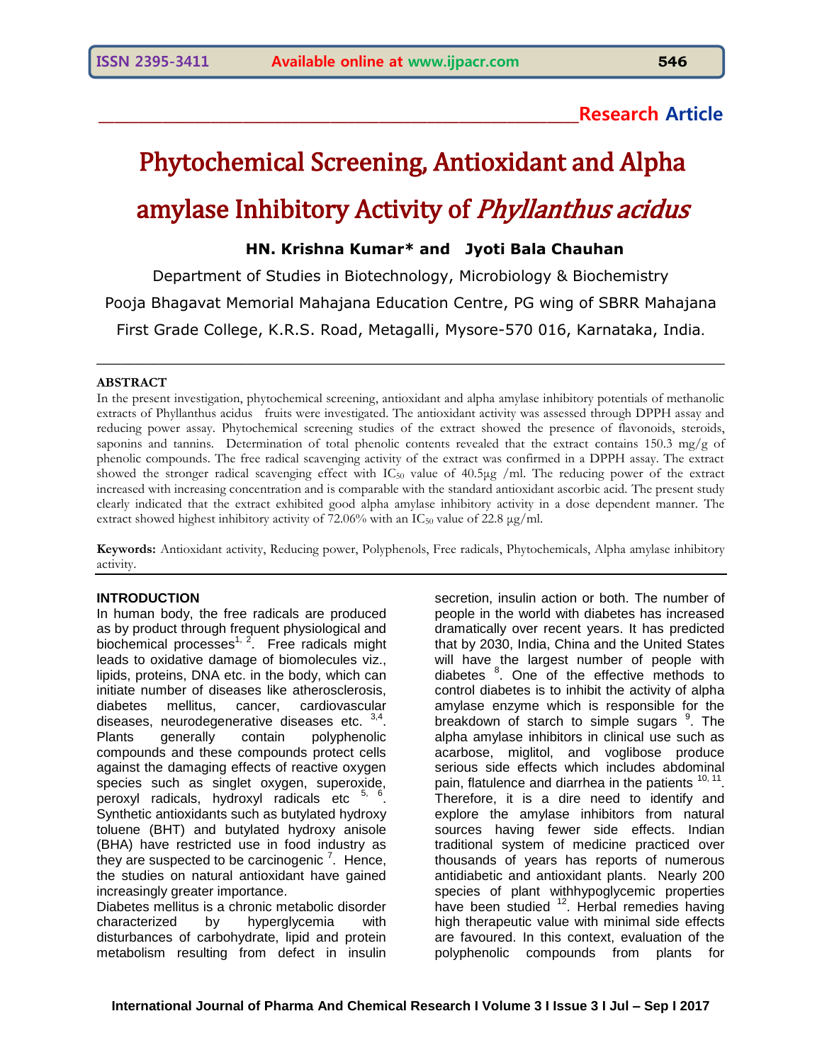**Research Article**

# Phytochemical Screening, Antioxidant and Alpha amylase Inhibitory Activity of *Phyllanthus acidus*

**HN. Krishna Kumar* and Jyoti Bala Chauhan**

Department of Studies in Biotechnology, Microbiology & Biochemistry

Pooja Bhagavat Memorial Mahajana Education Centre, PG wing of SBRR Mahajana

First Grade College, K.R.S. Road, Metagalli, Mysore-570 016, Karnataka, India.

## ABSTRACT

In the present investigation, phytochemical screening, antioxidant and alpha amylase inhibitory potentials of methanolic extracts of Phyllanthus acidus fruits were investigated. The antioxidant activity was assessed through DPPH assay and reducing power assay. Phytochemical screening studies of the extract showed the presence of flavonoids, steroids, saponins and tannins. Determination of total phenolic contents revealed that the extract contains 150.3 mg/g of phenolic compounds. The free radical scavenging activity of the extract was confirmed in a DPPH assay. The extract showed the stronger radical scavenging effect with $IC_{50}$ value of 40.5µg /ml. The reducing power of the extract increased with increasing concentration and is comparable with the standard antioxidant ascorbic acid. The present study clearly indicated that the extract exhibited good alpha amylase inhibitory activity in a dose dependent manner. The extract showed highest inhibitory activity of 72.06% with an $IC_{50}$ value of 22.8 µg/ml.

**Keywords:** Antioxidant activity, Reducing power, Polyphenols, Free radicals, Phytochemicals, Alpha amylase inhibitory activity.

## INTRODUCTION

In human body, the free radicals are produced as by product through frequent physiological and biochemical processes[1, 2]. Free radicals might leads to oxidative damage of biomolecules viz., lipids, proteins, DNA etc. in the body, which can initiate number of diseases like atherosclerosis, diabetes mellitus, cancer, cardiovascular diseases, neurodegenerative diseases etc. [3,4]. Plants generally contain polyphenolic compounds and these compounds protect cells against the damaging effects of reactive oxygen species such as singlet oxygen, superoxide, peroxyl radicals, hydroxyl radicals etc [5, 6]. Synthetic antioxidants such as butylated hydroxy toluene (BHT) and butylated hydroxy anisole (BHA) have restricted use in food industry as they are suspected to be carcinogenic [7]. Hence, the studies on natural antioxidant have gained increasingly greater importance.

Diabetes mellitus is a chronic metabolic disorder characterized by hyperglycemia with disturbances of carbohydrate, lipid and protein metabolism resulting from defect in insulin secretion, insulin action or both. The number of people in the world with diabetes has increased dramatically over recent years. It has predicted that by 2030, India, China and the United States will have the largest number of people with diabetes [8]. One of the effective methods to control diabetes is to inhibit the activity of alpha amylase enzyme which is responsible for the breakdown of starch to simple sugars [9]. The alpha amylase inhibitors in clinical use such as acarbose, miglitol, and voglibose produce serious side effects which includes abdominal pain, flatulence and diarrhea in the patients [10, 11]. Therefore, it is a dire need to identify and explore the amylase inhibitors from natural sources having fewer side effects. Indian traditional system of medicine practiced over thousands of years has reports of numerous antidiabetic and antioxidant plants. Nearly 200 species of plant withhypoglycemic properties have been studied [12]. Herbal remedies having high therapeutic value with minimal side effects are favoured. In this context, evaluation of the polyphenolic compounds from plants for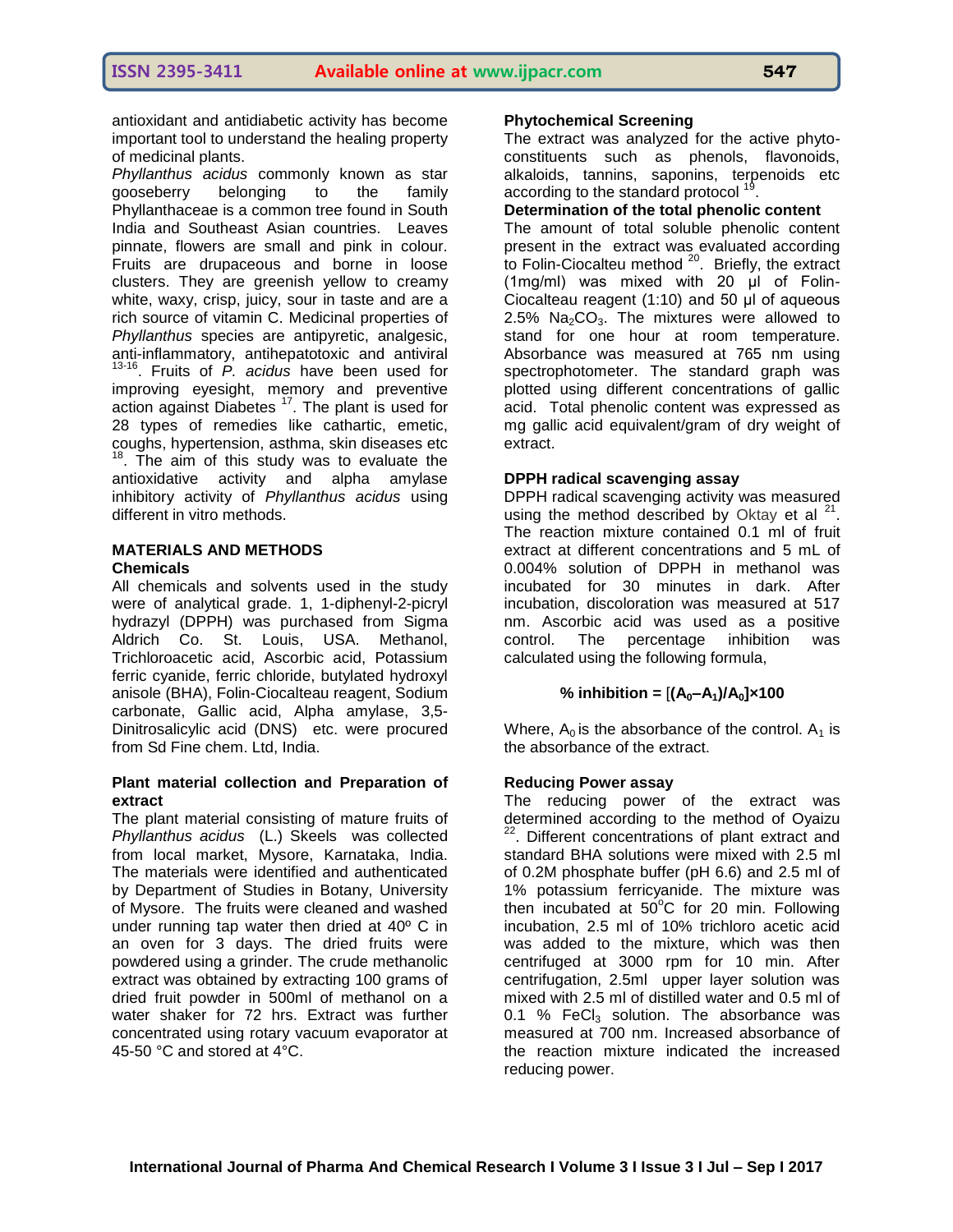antioxidant and antidiabetic activity has become important tool to understand the healing property of medicinal plants.

*Phyllanthus acidus* commonly known as star gooseberry belonging to the family Phyllanthaceae is a common tree found in South India and Southeast Asian countries. Leaves pinnate, flowers are small and pink in colour. Fruits are drupaceous and borne in loose clusters. They are greenish yellow to creamy white, waxy, crisp, juicy, sour in taste and are a rich source of vitamin C. Medicinal properties of *Phyllanthus* species are antipyretic, analgesic, anti-inflammatory, antihepatotoxic and antiviral [13-16]. Fruits of *P. acidus* have been used for improving eyesight, memory and preventive action against Diabetes [17]. The plant is used for 28 types of remedies like cathartic, emetic, coughs, hypertension, asthma, skin diseases etc [18]. The aim of this study was to evaluate the antioxidative activity and alpha amylase inhibitory activity of *Phyllanthus acidus* using different in vitro methods.

## MATERIALS AND METHODS

### Chemicals

All chemicals and solvents used in the study were of analytical grade. 1, 1-diphenyl-2-picryl hydrazyl (DPPH) was purchased from Sigma Aldrich Co. St. Louis, USA. Methanol, Trichloroacetic acid, Ascorbic acid, Potassium ferric cyanide, ferric chloride, butylated hydroxyl anisole (BHA), Folin-Ciocalteau reagent, Sodium carbonate, Gallic acid, Alpha amylase, 3,5-Dinitrosalicylic acid (DNS) etc. were procured from Sd Fine chem. Ltd, India.

### Plant material collection and Preparation of extract

The plant material consisting of mature fruits of *Phyllanthus acidus* (L.) Skeels was collected from local market, Mysore, Karnataka, India. The materials were identified and authenticated by Department of Studies in Botany, University of Mysore. The fruits were cleaned and washed under running tap water then dried at 40º C in an oven for 3 days. The dried fruits were powdered using a grinder. The crude methanolic extract was obtained by extracting 100 grams of dried fruit powder in 500ml of methanol on a water shaker for 72 hrs. Extract was further concentrated using rotary vacuum evaporator at 45-50 °C and stored at 4°C.

### Phytochemical Screening

The extract was analyzed for the active phyto-constituents such as phenols, flavonoids, alkaloids, tannins, saponins, terpenoids etc according to the standard protocol [19].

### Determination of the total phenolic content

The amount of total soluble phenolic content present in the extract was evaluated according to Folin-Ciocalteu method [20]. Briefly, the extract (1mg/ml) was mixed with 20 µl of Folin-Ciocalteau reagent (1:10) and 50 µl of aqueous 2.5% $Na_2CO_3$. The mixtures were allowed to stand for one hour at room temperature. Absorbance was measured at 765 nm using spectrophotometer. The standard graph was plotted using different concentrations of gallic acid. Total phenolic content was expressed as mg gallic acid equivalent/gram of dry weight of extract.

### DPPH radical scavenging assay

DPPH radical scavenging activity was measured using the method described by Oktay et al [21]. The reaction mixture contained 0.1 ml of fruit extract at different concentrations and 5 mL of 0.004% solution of DPPH in methanol was incubated for 30 minutes in dark. After incubation, discoloration was measured at 517 nm. Ascorbic acid was used as a positive control. The percentage inhibition was calculated using the following formula,

$$\textbf{\% inhibition} = [(A_0 - A_1)/A_0] \times 100$$

Where, $A_0$ is the absorbance of the control. $A_1$ is the absorbance of the extract.

### Reducing Power assay

The reducing power of the extract was determined according to the method of Oyaizu [22]. Different concentrations of plant extract and standard BHA solutions were mixed with 2.5 ml of 0.2M phosphate buffer (pH 6.6) and 2.5 ml of 1% potassium ferricyanide. The mixture was then incubated at 50°C for 20 min. Following incubation, 2.5 ml of 10% trichloro acetic acid was added to the mixture, which was then centrifuged at 3000 rpm for 10 min. After centrifugation, 2.5ml upper layer solution was mixed with 2.5 ml of distilled water and 0.5 ml of 0.1 % $FeCl_3$ solution. The absorbance was measured at 700 nm. Increased absorbance of the reaction mixture indicated the increased reducing power.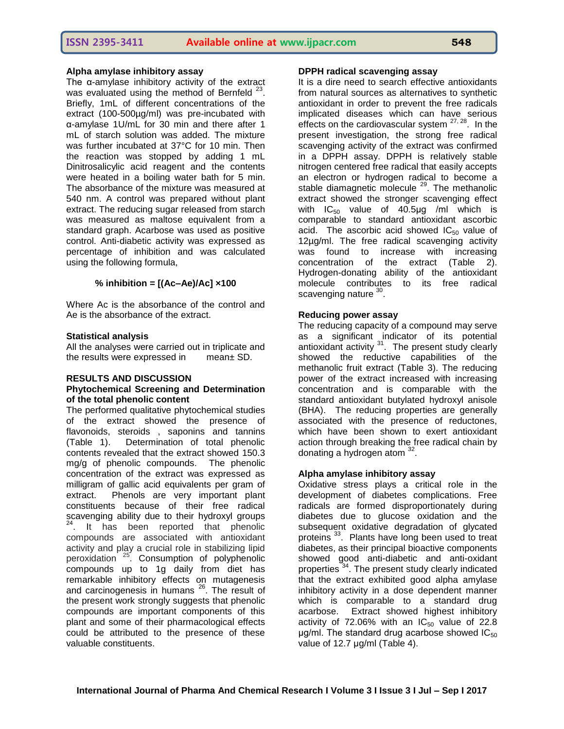### Alpha amylase inhibitory assay

The α-amylase inhibitory activity of the extract was evaluated using the method of Bernfeld [23]. Briefly, 1mL of different concentrations of the extract (100-500µg/ml) was pre-incubated with α-amylase 1U/mL for 30 min and there after 1 mL of starch solution was added. The mixture was further incubated at 37°C for 10 min. Then the reaction was stopped by adding 1 mL Dinitrosalicylic acid reagent and the contents were heated in a boiling water bath for 5 min. The absorbance of the mixture was measured at 540 nm. A control was prepared without plant extract. The reducing sugar released from starch was measured as maltose equivalent from a standard graph. Acarbose was used as positive control. Anti-diabetic activity was expressed as percentage of inhibition and was calculated using the following formula,

$$\% \text{ inhibition} = [(Ac - Ae)/Ac] \times 100$$

Where Ac is the absorbance of the control and Ae is the absorbance of the extract.

### Statistical analysis

All the analyses were carried out in triplicate and the results were expressed in mean± SD.

## RESULTS AND DISCUSSION

### Phytochemical Screening and Determination of the total phenolic content

The performed qualitative phytochemical studies of the extract showed the presence of flavonoids, steroids , saponins and tannins (Table 1). Determination of total phenolic contents revealed that the extract showed 150.3 mg/g of phenolic compounds. The phenolic concentration of the extract was expressed as milligram of gallic acid equivalents per gram of extract. Phenols are very important plant constituents because of their free radical scavenging ability due to their hydroxyl groups [24]. It has been reported that phenolic compounds are associated with antioxidant activity and play a crucial role in stabilizing lipid peroxidation [25]. Consumption of polyphenolic compounds up to 1g daily from diet has remarkable inhibitory effects on mutagenesis and carcinogenesis in humans [26]. The result of the present work strongly suggests that phenolic compounds are important components of this plant and some of their pharmacological effects could be attributed to the presence of these valuable constituents.

### DPPH radical scavenging assay

It is a dire need to search effective antioxidants from natural sources as alternatives to synthetic antioxidant in order to prevent the free radicals implicated diseases which can have serious effects on the cardiovascular system [27, 28]. In the present investigation, the strong free radical scavenging activity of the extract was confirmed in a DPPH assay. DPPH is relatively stable nitrogen centered free radical that easily accepts an electron or hydrogen radical to become a stable diamagnetic molecule [29]. The methanolic extract showed the stronger scavenging effect with $IC_{50}$ value of 40.5µg /ml which is comparable to standard antioxidant ascorbic acid. The ascorbic acid showed $IC_{50}$ value of 12µg/ml. The free radical scavenging activity was found to increase with increasing concentration of the extract (Table 2). Hydrogen-donating ability of the antioxidant molecule contributes to its free radical scavenging nature [30].

### Reducing power assay

The reducing capacity of a compound may serve as a significant indicator of its potential antioxidant activity [31]. The present study clearly showed the reductive capabilities of the methanolic fruit extract (Table 3). The reducing power of the extract increased with increasing concentration and is comparable with the standard antioxidant butylated hydroxyl anisole (BHA). The reducing properties are generally associated with the presence of reductones, which have been shown to exert antioxidant action through breaking the free radical chain by donating a hydrogen atom [32].

### Alpha amylase inhibitory assay

Oxidative stress plays a critical role in the development of diabetes complications. Free radicals are formed disproportionately during diabetes due to glucose oxidation and the subsequent oxidative degradation of glycated proteins [33]. Plants have long been used to treat diabetes, as their principal bioactive components showed good anti-diabetic and anti-oxidant properties [34]. The present study clearly indicated that the extract exhibited good alpha amylase inhibitory activity in a dose dependent manner which is comparable to a standard drug acarbose. Extract showed highest inhibitory activity of 72.06% with an $IC_{50}$ value of 22.8 µg/ml. The standard drug acarbose showed $IC_{50}$ value of 12.7 µg/ml (Table 4).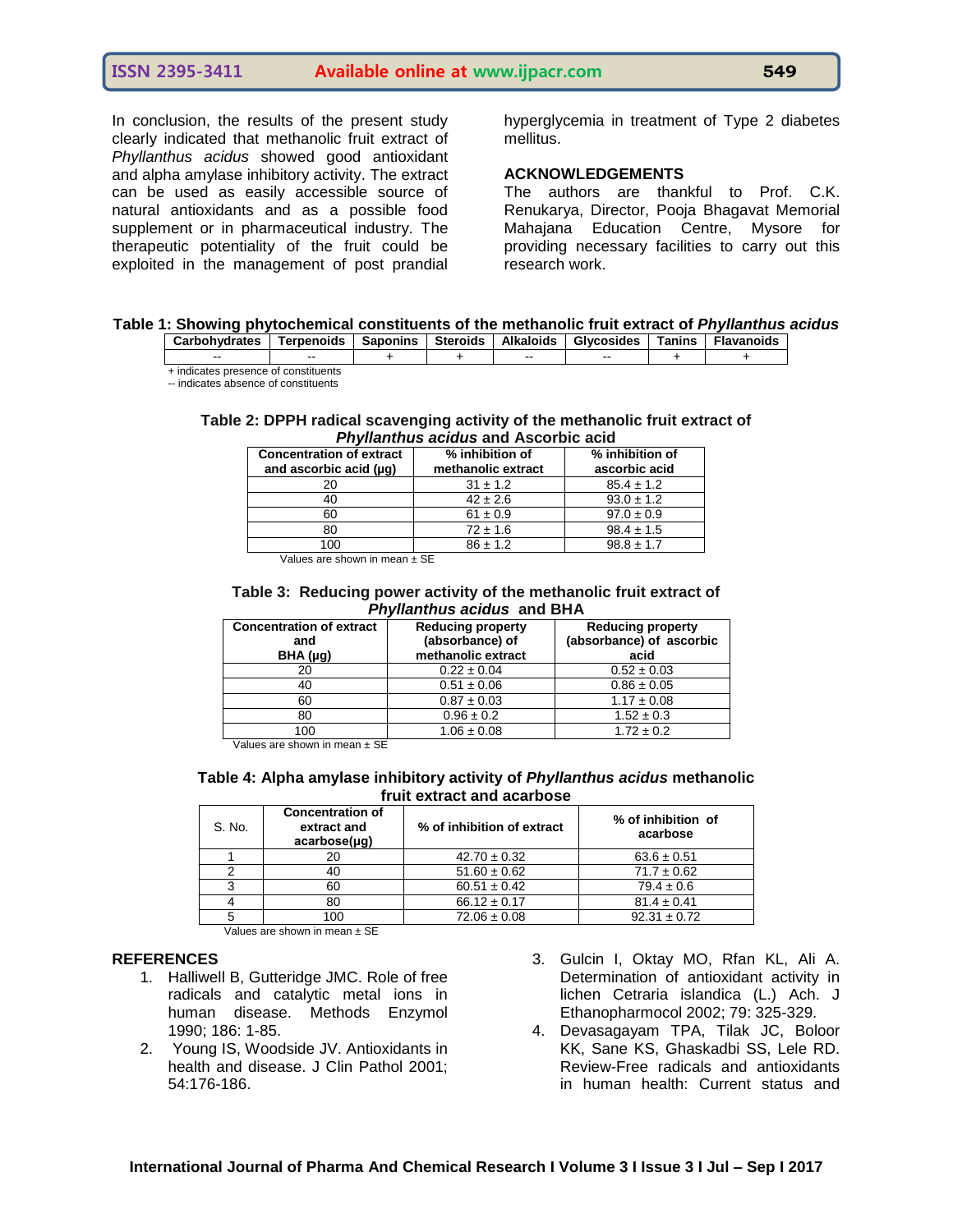In conclusion, the results of the present study clearly indicated that methanolic fruit extract of *Phyllanthus acidus* showed good antioxidant and alpha amylase inhibitory activity. The extract can be used as easily accessible source of natural antioxidants and as a possible food supplement or in pharmaceutical industry. The therapeutic potentiality of the fruit could be exploited in the management of post prandial hyperglycemia in treatment of Type 2 diabetes mellitus.

## ACKNOWLEDGEMENTS

The authors are thankful to Prof. C.K. Renukarya, Director, Pooja Bhagavat Memorial Mahajana Education Centre, Mysore for providing necessary facilities to carry out this research work.

**Table 1: Showing phytochemical constituents of the methanolic fruit extract of *Phyllanthus acidus***

| Carbohydrates | Terpenoids | Saponins | Steroids | Alkaloids | Glycosides | Tanins | Flavanoids |
|---|---|---|---|---|---|---|---|
| -- | -- | + | + | -- | -- | + | + |

+ indicates presence of constituents
-- indicates absence of constituents

**Table 2: DPPH radical scavenging activity of the methanolic fruit extract of *Phyllanthus acidus* and Ascorbic acid**

| Concentration of extract and ascorbic acid (µg) | % inhibition of methanolic extract | % inhibition of ascorbic acid |
|---|---|---|
| 20 | 31 ± 1.2 | 85.4 ± 1.2 |
| 40 | 42 ± 2.6 | 93.0 ± 1.2 |
| 60 | 61 ± 0.9 | 97.0 ± 0.9 |
| 80 | 72 ± 1.6 | 98.4 ± 1.5 |
| 100 | 86 ± 1.2 | 98.8 ± 1.7 |

Values are shown in mean ± SE

**Table 3: Reducing power activity of the methanolic fruit extract of *Phyllanthus acidus* and BHA**

| Concentration of extract and BHA (µg) | Reducing property (absorbance) of methanolic extract | Reducing property (absorbance) of ascorbic acid |
|---|---|---|
| 20 | 0.22 ± 0.04 | 0.52 ± 0.03 |
| 40 | 0.51 ± 0.06 | 0.86 ± 0.05 |
| 60 | 0.87 ± 0.03 | 1.17 ± 0.08 |
| 80 | 0.96 ± 0.2 | 1.52 ± 0.3 |
| 100 | 1.06 ± 0.08 | 1.72 ± 0.2 |

Values are shown in mean ± SE

**Table 4: Alpha amylase inhibitory activity of *Phyllanthus acidus* methanolic fruit extract and acarbose**

| S. No. | Concentration of extract and acarbose(µg) | % of inhibition of extract | % of inhibition of acarbose |
|---|---|---|---|
| 1 | 20 | 42.70 ± 0.32 | 63.6 ± 0.51 |
| 2 | 40 | 51.60 ± 0.62 | 71.7 ± 0.62 |
| 3 | 60 | 60.51 ± 0.42 | 79.4 ± 0.6 |
| 4 | 80 | 66.12 ± 0.17 | 81.4 ± 0.41 |
| 5 | 100 | 72.06 ± 0.08 | 92.31 ± 0.72 |

Values are shown in mean ± SE

## REFERENCES

1. Halliwell B, Gutteridge JMC. Role of free radicals and catalytic metal ions in human disease. Methods Enzymol 1990; 186: 1-85.
2. Young IS, Woodside JV. Antioxidants in health and disease. J Clin Pathol 2001; 54:176-186.
3. Gulcin I, Oktay MO, Rfan KL, Ali A. Determination of antioxidant activity in lichen Cetraria islandica (L.) Ach. J Ethanopharmocol 2002; 79: 325-329.
4. Devasagayam TPA, Tilak JC, Boloor KK, Sane KS, Ghaskadbi SS, Lele RD. Review-Free radicals and antioxidants in human health: Current status and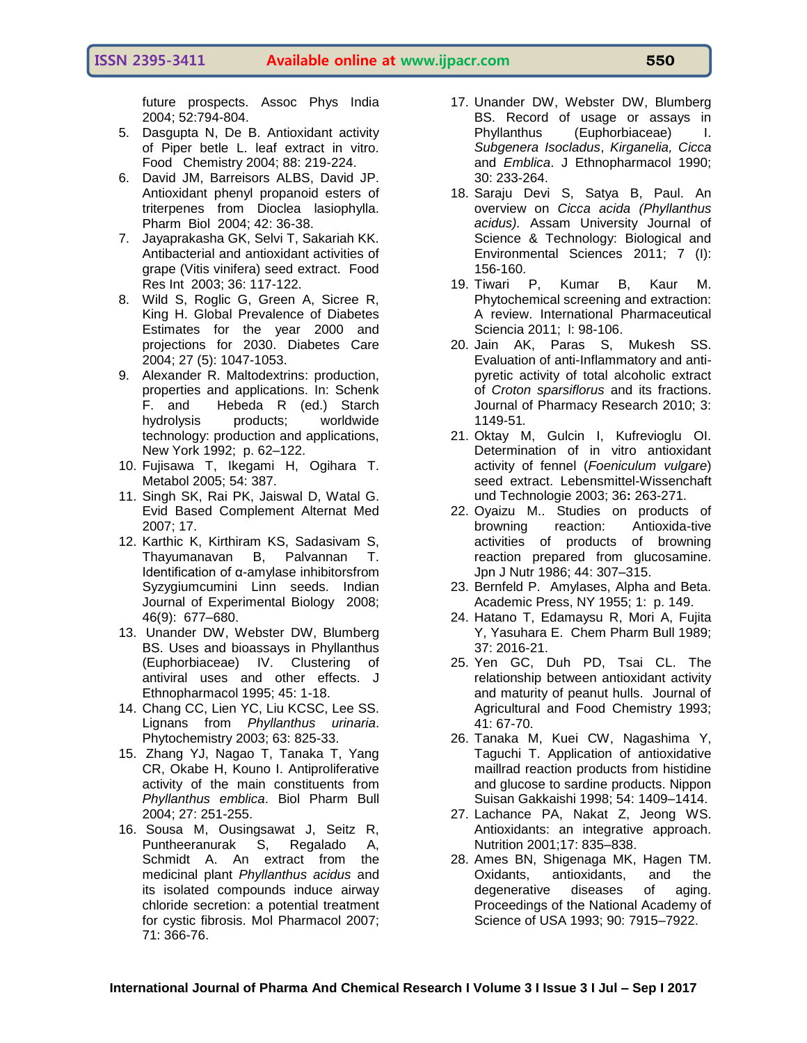future prospects. Assoc Phys India 2004; 52:794-804.

5. Dasgupta N, De B. Antioxidant activity of Piper betle L. leaf extract in vitro. Food Chemistry 2004; 88: 219-224.
6. David JM, Barreisors ALBS, David JP. Antioxidant phenyl propanoid esters of triterpenes from Dioclea lasiophylla. Pharm Biol 2004; 42: 36-38.
7. Jayaprakasha GK, Selvi T, Sakariah KK. Antibacterial and antioxidant activities of grape (Vitis vinifera) seed extract. Food Res Int 2003; 36: 117-122.
8. Wild S, Roglic G, Green A, Sicree R, King H. Global Prevalence of Diabetes Estimates for the year 2000 and projections for 2030. Diabetes Care 2004; 27 (5): 1047-1053.
9. Alexander R. Maltodextrins: production, properties and applications. In: Schenk F. and Hebeda R (ed.) Starch hydrolysis products; worldwide technology: production and applications, New York 1992; p. 62–122.
10. Fujisawa T, Ikegami H, Ogihara T. Metabol 2005; 54: 387.
11. Singh SK, Rai PK, Jaiswal D, Watal G. Evid Based Complement Alternat Med 2007; 17.
12. Karthic K, Kirthiram KS, Sadasivam S, Thayumanavan B, Palvannan T. Identification of α-amylase inhibitorsfrom Syzygiumcumini Linn seeds. Indian Journal of Experimental Biology 2008; 46(9): 677–680.
13. Unander DW, Webster DW, Blumberg BS. Uses and bioassays in Phyllanthus (Euphorbiaceae) IV. Clustering of antiviral uses and other effects. J Ethnopharmacol 1995; 45: 1-18.
14. Chang CC, Lien YC, Liu KCSC, Lee SS. Lignans from *Phyllanthus urinaria*. Phytochemistry 2003; 63: 825-33.
15. Zhang YJ, Nagao T, Tanaka T, Yang CR, Okabe H, Kouno I. Antiproliferative activity of the main constituents from *Phyllanthus emblica*. Biol Pharm Bull 2004; 27: 251-255.
16. Sousa M, Ousingsawat J, Seitz R, Puntheeranurak S, Regalado A, Schmidt A. An extract from the medicinal plant *Phyllanthus acidus* and its isolated compounds induce airway chloride secretion: a potential treatment for cystic fibrosis. Mol Pharmacol 2007; 71: 366-76.
17. Unander DW, Webster DW, Blumberg BS. Record of usage or assays in Phyllanthus (Euphorbiaceae) I. *Subgenera Isocladus*, *Kirganelia, Cicca* and *Emblica*. J Ethnopharmacol 1990; 30: 233-264.
18. Saraju Devi S, Satya B, Paul. An overview on *Cicca acida (Phyllanthus acidus).* Assam University Journal of Science & Technology: Biological and Environmental Sciences 2011; 7 (I): 156-160.
19. Tiwari P, Kumar B, Kaur M. Phytochemical screening and extraction: A review. International Pharmaceutical Sciencia 2011; I: 98-106.
20. Jain AK, Paras S, Mukesh SS. Evaluation of anti-Inflammatory and anti-pyretic activity of total alcoholic extract of *Croton sparsiflorus* and its fractions. Journal of Pharmacy Research 2010; 3: 1149-51.
21. Oktay M, Gulcin I, Kufrevioglu OI. Determination of in vitro antioxidant activity of fennel (*Foeniculum vulgare*) seed extract. Lebensmittel-Wissenchaft und Technologie 2003; 36**:** 263-271.
22. Oyaizu M.. Studies on products of browning reaction: Antioxida-tive activities of products of browning reaction prepared from glucosamine. Jpn J Nutr 1986; 44: 307–315.
23. Bernfeld P. Amylases, Alpha and Beta. Academic Press, NY 1955; 1: p. 149.
24. Hatano T, Edamaysu R, Mori A, Fujita Y, Yasuhara E. Chem Pharm Bull 1989; 37: 2016-21.
25. Yen GC, Duh PD, Tsai CL. The relationship between antioxidant activity and maturity of peanut hulls. Journal of Agricultural and Food Chemistry 1993; 41: 67-70.
26. Tanaka M, Kuei CW, Nagashima Y, Taguchi T. Application of antioxidative maillrad reaction products from histidine and glucose to sardine products. Nippon Suisan Gakkaishi 1998; 54: 1409–1414.
27. Lachance PA, Nakat Z, Jeong WS. Antioxidants: an integrative approach. Nutrition 2001;17: 835–838.
28. Ames BN, Shigenaga MK, Hagen TM. Oxidants, antioxidants, and the degenerative diseases of aging. Proceedings of the National Academy of Science of USA 1993; 90: 7915–7922.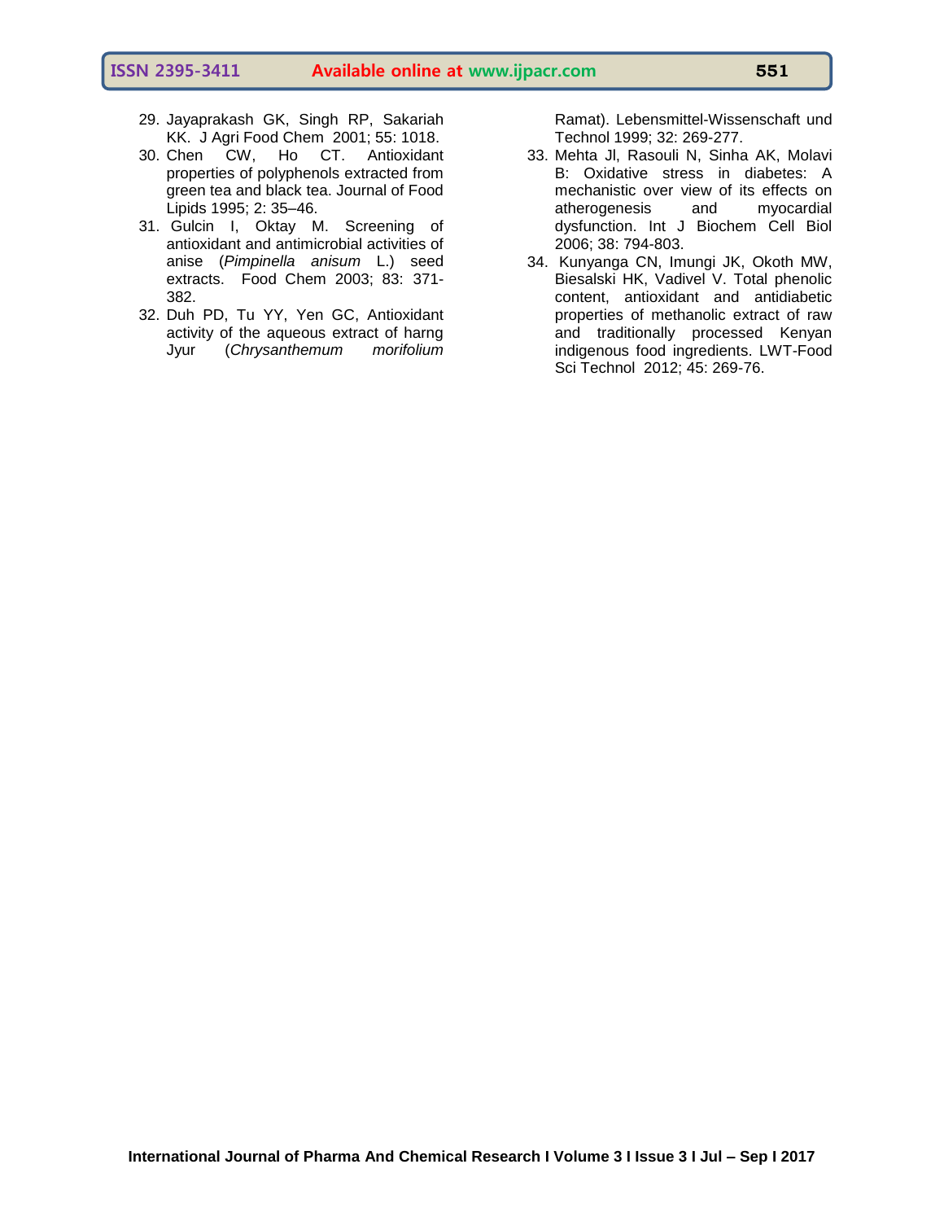29. Jayaprakash GK, Singh RP, Sakariah KK. J Agri Food Chem 2001; 55: 1018.
30. Chen CW, Ho CT. Antioxidant properties of polyphenols extracted from green tea and black tea. Journal of Food Lipids 1995; 2: 35–46.
31. Gulcin I, Oktay M. Screening of antioxidant and antimicrobial activities of anise (*Pimpinella anisum* L.) seed extracts. Food Chem 2003; 83: 371-382.
32. Duh PD, Tu YY, Yen GC, Antioxidant activity of the aqueous extract of harng Jyur (*Chrysanthemum morifolium* Ramat). Lebensmittel-Wissenschaft und Technol 1999; 32: 269-277.
33. Mehta Jl, Rasouli N, Sinha AK, Molavi B: Oxidative stress in diabetes: A mechanistic over view of its effects on atherogenesis and myocardial dysfunction. Int J Biochem Cell Biol 2006; 38: 794-803.
34. Kunyanga CN, Imungi JK, Okoth MW, Biesalski HK, Vadivel V. Total phenolic content, antioxidant and antidiabetic properties of methanolic extract of raw and traditionally processed Kenyan indigenous food ingredients. LWT-Food Sci Technol 2012; 45: 269-76.